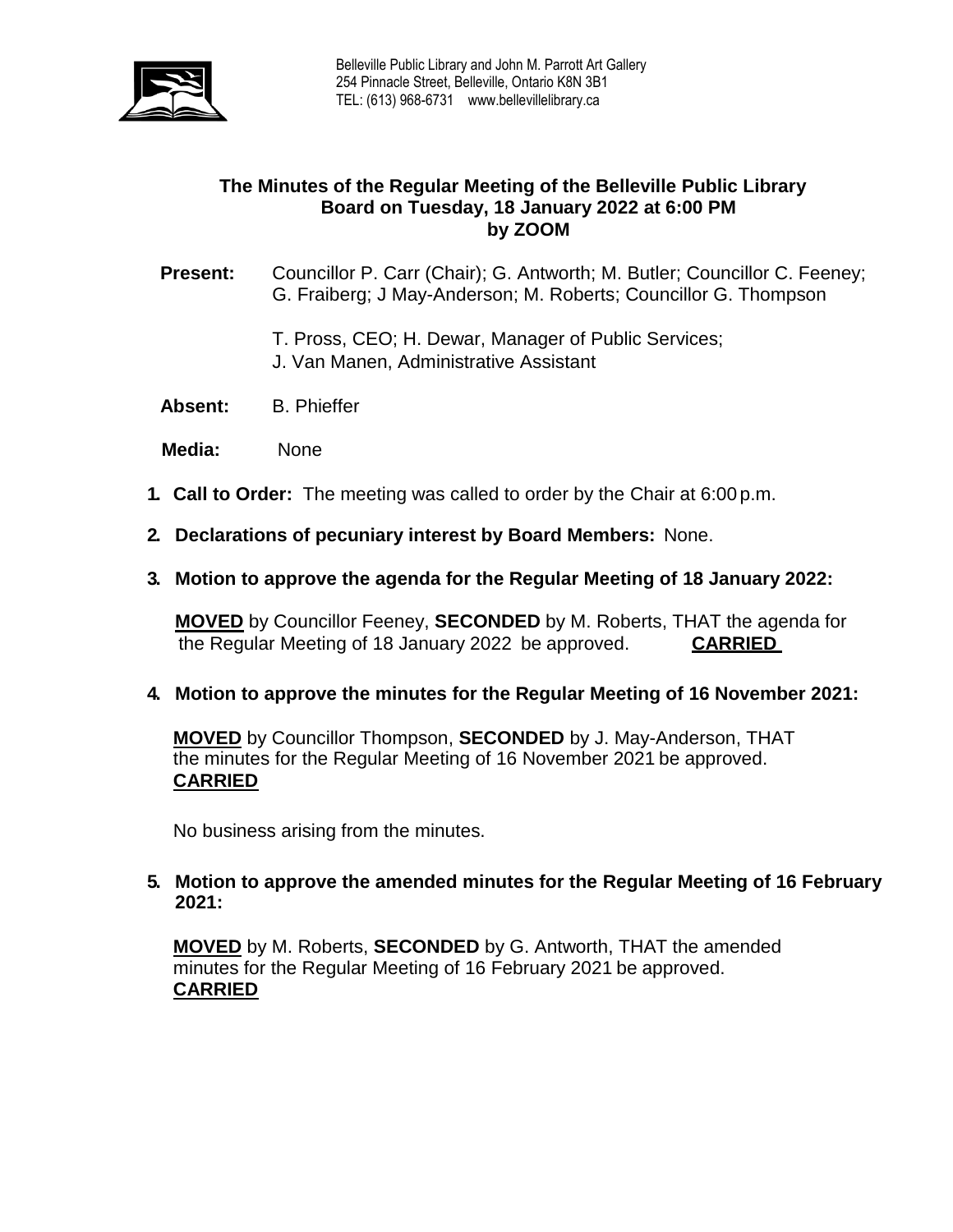Belleville Public Library and John M. Parrott Art Gallery
254 Pinnacle Street, Belleville, Ontario K8N 3B1
TEL: (613) 968-6731 www.bellevillelibrary.ca

# The Minutes of the Regular Meeting of the Belleville Public Library Board on Tuesday, 18 January 2022 at 6:00 PM by ZOOM

**Present:** Councillor P. Carr (Chair); G. Antworth; M. Butler; Councillor C. Feeney; G. Fraiberg; J May-Anderson; M. Roberts; Councillor G. Thompson

T. Pross, CEO; H. Dewar, Manager of Public Services; J. Van Manen, Administrative Assistant

**Absent:** B. Phieffer

**Media:** None

1. **Call to Order:** The meeting was called to order by the Chair at 6:00 p.m.

2. **Declarations of pecuniary interest by Board Members:** None.

3. **Motion to approve the agenda for the Regular Meeting of 18 January 2022:**

   **MOVED** by Councillor Feeney, **SECONDED** by M. Roberts, THAT the agenda for the Regular Meeting of 18 January 2022 be approved. **CARRIED**

4. **Motion to approve the minutes for the Regular Meeting of 16 November 2021:**

   **MOVED** by Councillor Thompson, **SECONDED** by J. May-Anderson, THAT the minutes for the Regular Meeting of 16 November 2021 be approved. **CARRIED**

   No business arising from the minutes.

5. **Motion to approve the amended minutes for the Regular Meeting of 16 February 2021:**

   **MOVED** by M. Roberts, **SECONDED** by G. Antworth, THAT the amended minutes for the Regular Meeting of 16 February 2021 be approved. **CARRIED**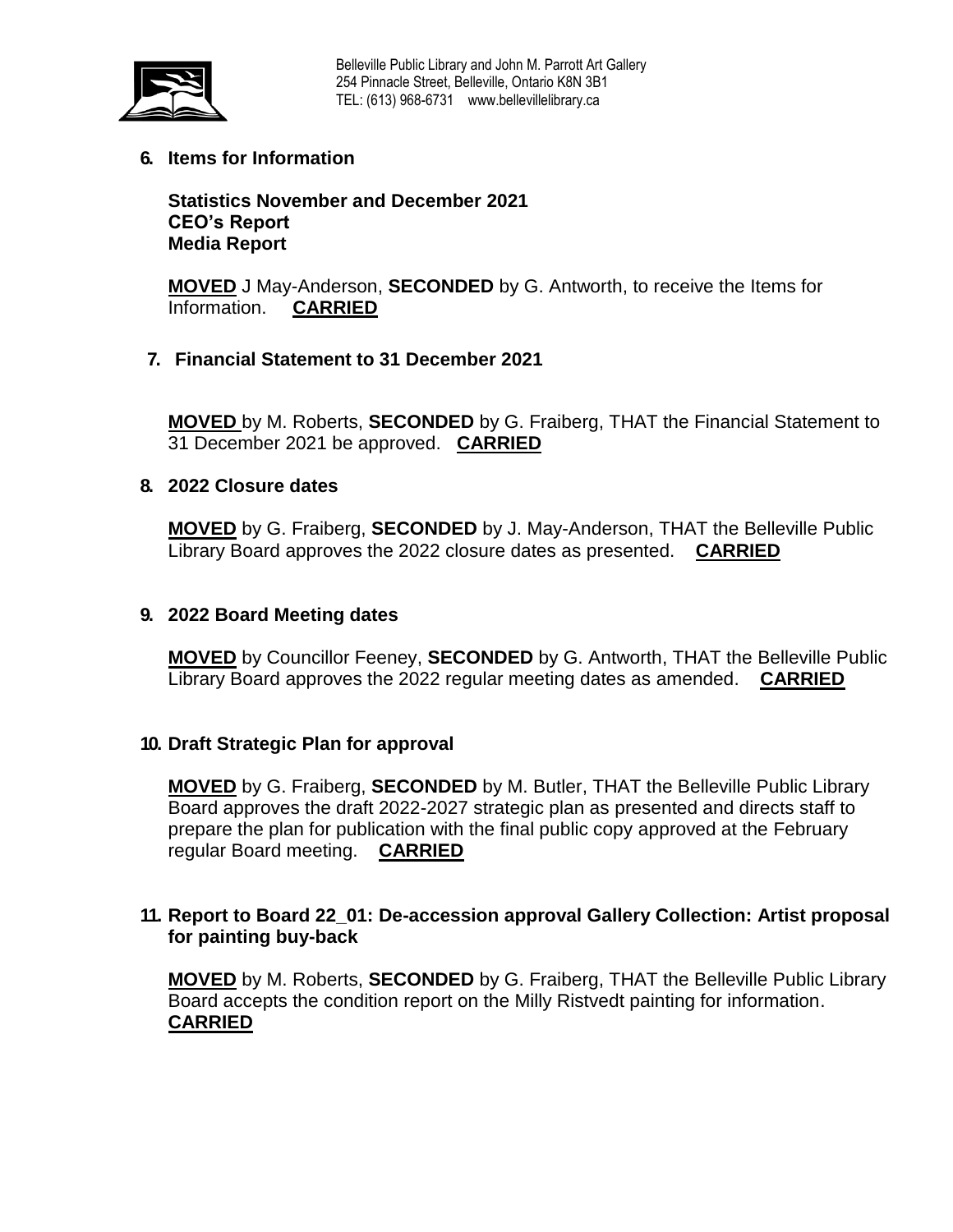## 6. Items for Information

**Statistics November and December 2021**
**CEO's Report**
**Media Report**

**MOVED** J May-Anderson, **SECONDED** by G. Antworth, to receive the Items for Information. **CARRIED**

## 7. Financial Statement to 31 December 2021

**MOVED** by M. Roberts, **SECONDED** by G. Fraiberg, THAT the Financial Statement to 31 December 2021 be approved. **CARRIED**

## 8. 2022 Closure dates

**MOVED** by G. Fraiberg, **SECONDED** by J. May-Anderson, THAT the Belleville Public Library Board approves the 2022 closure dates as presented. **CARRIED**

## 9. 2022 Board Meeting dates

**MOVED** by Councillor Feeney, **SECONDED** by G. Antworth, THAT the Belleville Public Library Board approves the 2022 regular meeting dates as amended. **CARRIED**

## 10. Draft Strategic Plan for approval

**MOVED** by G. Fraiberg, **SECONDED** by M. Butler, THAT the Belleville Public Library Board approves the draft 2022-2027 strategic plan as presented and directs staff to prepare the plan for publication with the final public copy approved at the February regular Board meeting. **CARRIED**

## 11. Report to Board 22_01: De-accession approval Gallery Collection: Artist proposal for painting buy-back

**MOVED** by M. Roberts, **SECONDED** by G. Fraiberg, THAT the Belleville Public Library Board accepts the condition report on the Milly Ristvedt painting for information. **CARRIED**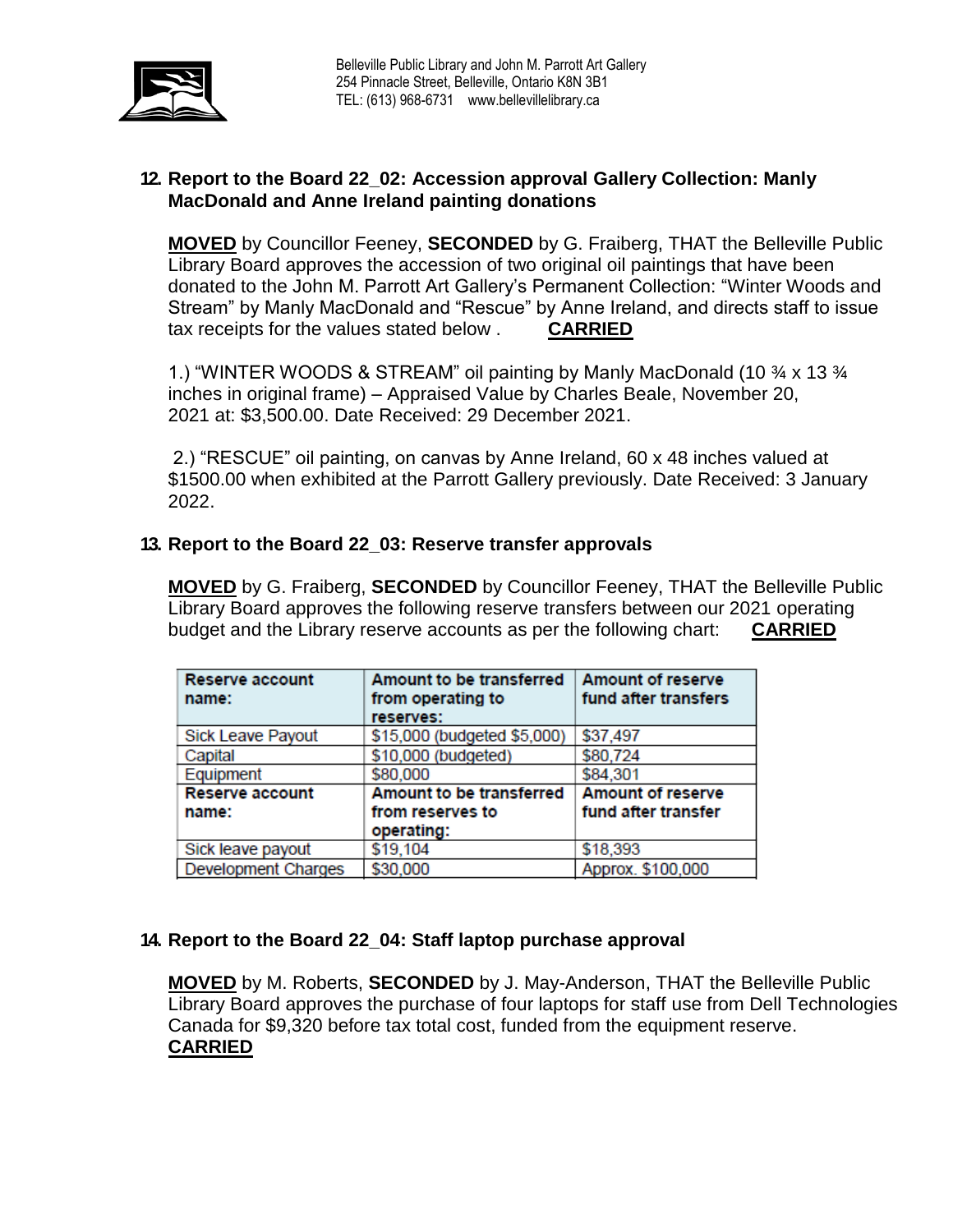## 12. Report to the Board 22_02: Accession approval Gallery Collection: Manly MacDonald and Anne Ireland painting donations

**MOVED** by Councillor Feeney, **SECONDED** by G. Fraiberg, THAT the Belleville Public Library Board approves the accession of two original oil paintings that have been donated to the John M. Parrott Art Gallery's Permanent Collection: "Winter Woods and Stream" by Manly MacDonald and "Rescue" by Anne Ireland, and directs staff to issue tax receipts for the values stated below . **CARRIED**

1.) "WINTER WOODS & STREAM" oil painting by Manly MacDonald (10 ¾ x 13 ¾ inches in original frame) – Appraised Value by Charles Beale, November 20, 2021 at: $3,500.00. Date Received: 29 December 2021.

2.) "RESCUE" oil painting, on canvas by Anne Ireland, 60 x 48 inches valued at $1500.00 when exhibited at the Parrott Gallery previously. Date Received: 3 January 2022.

## 13. Report to the Board 22_03: Reserve transfer approvals

**MOVED** by G. Fraiberg, **SECONDED** by Councillor Feeney, THAT the Belleville Public Library Board approves the following reserve transfers between our 2021 operating budget and the Library reserve accounts as per the following chart: **CARRIED**

| Reserve account name: | Amount to be transferred from operating to reserves: | Amount of reserve fund after transfers |
|---|---|---|
| Sick Leave Payout | $15,000 (budgeted $5,000) | $37,497 |
| Capital | $10,000 (budgeted) | $80,724 |
| Equipment | $80,000 | $84,301 |
| **Reserve account name:** | **Amount to be transferred from reserves to operating:** | **Amount of reserve fund after transfer** |
| Sick leave payout | $19,104 | $18,393 |
| Development Charges | $30,000 | Approx. $100,000 |

## 14. Report to the Board 22_04: Staff laptop purchase approval

**MOVED** by M. Roberts, **SECONDED** by J. May-Anderson, THAT the Belleville Public Library Board approves the purchase of four laptops for staff use from Dell Technologies Canada for $9,320 before tax total cost, funded from the equipment reserve. **CARRIED**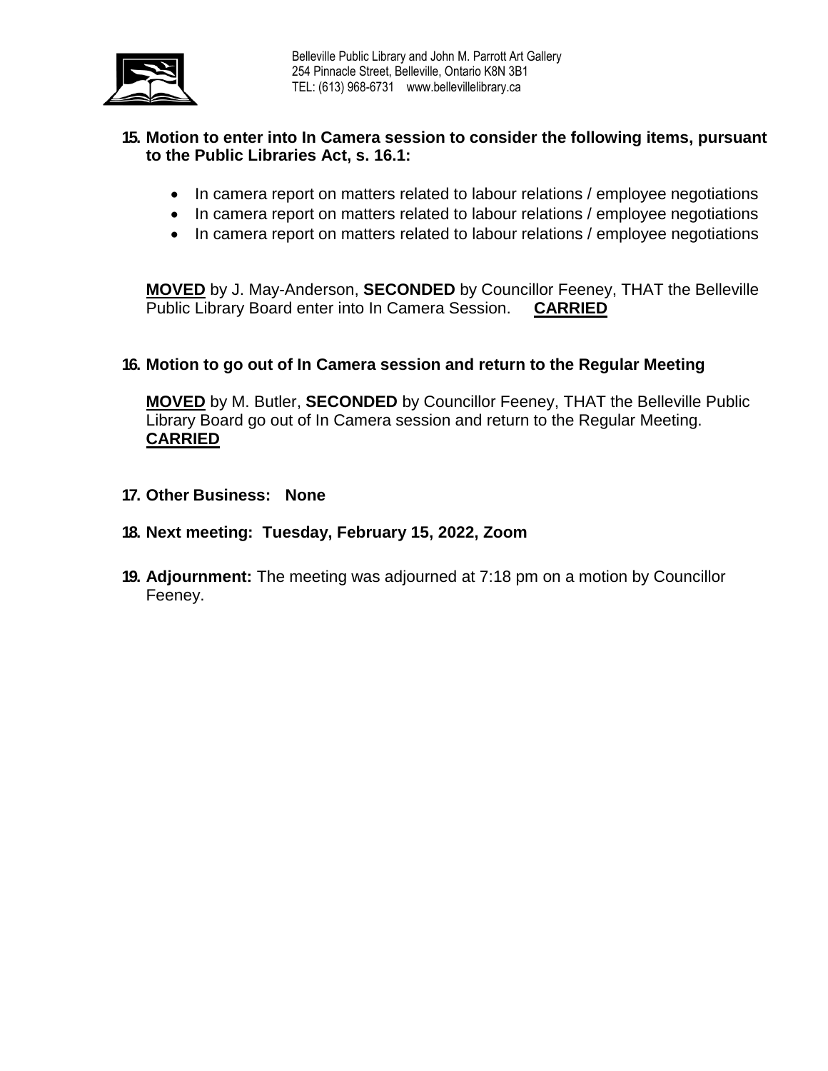Belleville Public Library and John M. Parrott Art Gallery
254 Pinnacle Street, Belleville, Ontario K8N 3B1
TEL: (613) 968-6731 www.bellevillelibrary.ca

**15. Motion to enter into In Camera session to consider the following items, pursuant to the Public Libraries Act, s. 16.1:**

- In camera report on matters related to labour relations / employee negotiations
- In camera report on matters related to labour relations / employee negotiations
- In camera report on matters related to labour relations / employee negotiations

**MOVED** by J. May-Anderson, **SECONDED** by Councillor Feeney, THAT the Belleville Public Library Board enter into In Camera Session. **CARRIED**

**16. Motion to go out of In Camera session and return to the Regular Meeting**

**MOVED** by M. Butler, **SECONDED** by Councillor Feeney, THAT the Belleville Public Library Board go out of In Camera session and return to the Regular Meeting. **CARRIED**

**17. Other Business: None**

**18. Next meeting: Tuesday, February 15, 2022, Zoom**

**19. Adjournment:** The meeting was adjourned at 7:18 pm on a motion by Councillor Feeney.